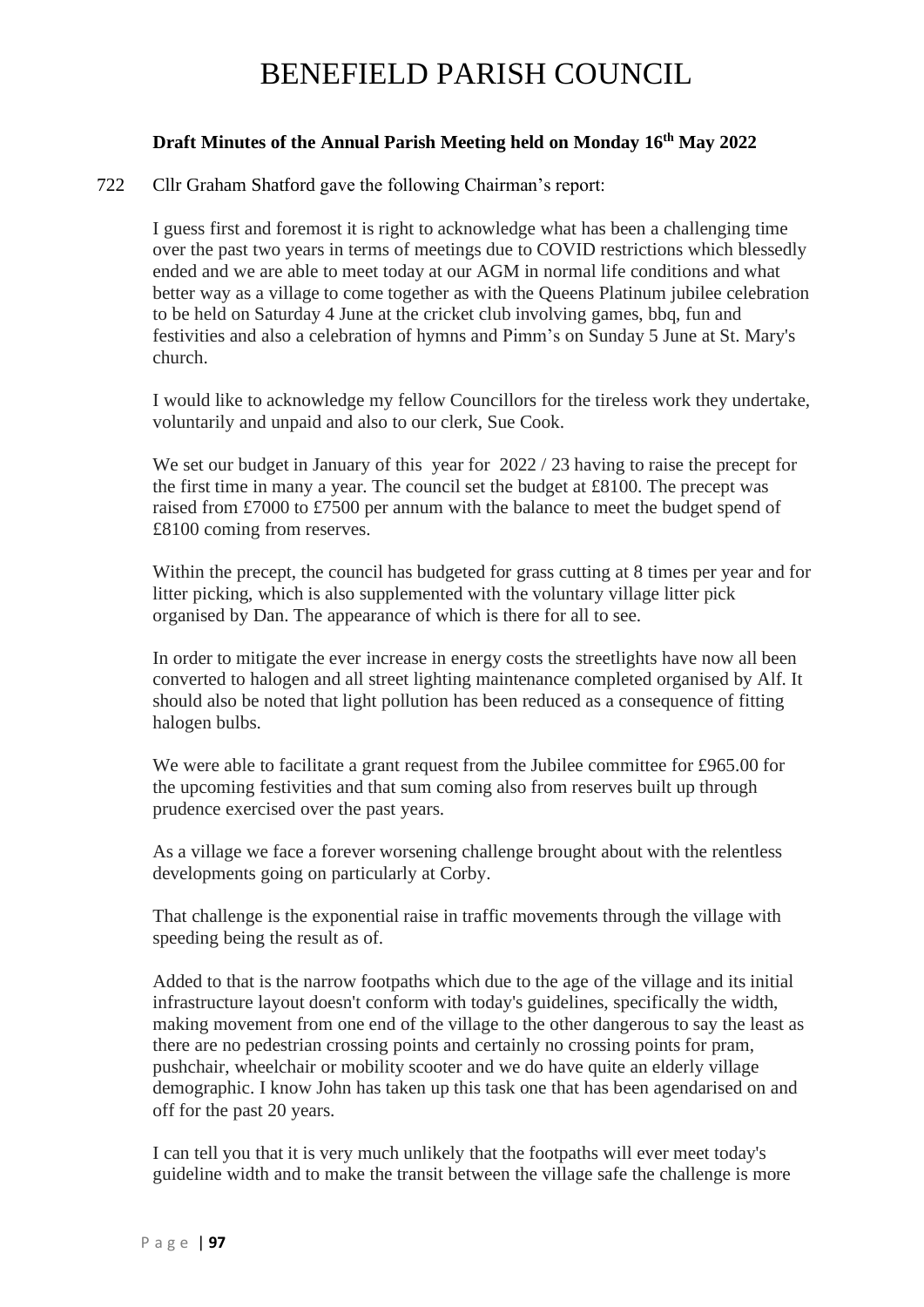# BENEFIELD PARISH COUNCIL

**Draft Minutes of the Annual Parish Meeting held on Monday 16th May 2022**

722 Cllr Graham Shatford gave the following Chairman's report:

I guess first and foremost it is right to acknowledge what has been a challenging time over the past two years in terms of meetings due to COVID restrictions which blessedly ended and we are able to meet today at our AGM in normal life conditions and what better way as a village to come together as with the Queens Platinum jubilee celebration to be held on Saturday 4 June at the cricket club involving games, bbq, fun and festivities and also a celebration of hymns and Pimm's on Sunday 5 June at St. Mary's church.

I would like to acknowledge my fellow Councillors for the tireless work they undertake, voluntarily and unpaid and also to our clerk, Sue Cook.

We set our budget in January of this year for 2022 / 23 having to raise the precept for the first time in many a year. The council set the budget at £8100. The precept was raised from £7000 to £7500 per annum with the balance to meet the budget spend of £8100 coming from reserves.

Within the precept, the council has budgeted for grass cutting at 8 times per year and for litter picking, which is also supplemented with the voluntary village litter pick organised by Dan. The appearance of which is there for all to see.

In order to mitigate the ever increase in energy costs the streetlights have now all been converted to halogen and all street lighting maintenance completed organised by Alf. It should also be noted that light pollution has been reduced as a consequence of fitting halogen bulbs.

We were able to facilitate a grant request from the Jubilee committee for £965.00 for the upcoming festivities and that sum coming also from reserves built up through prudence exercised over the past years.

As a village we face a forever worsening challenge brought about with the relentless developments going on particularly at Corby.

That challenge is the exponential raise in traffic movements through the village with speeding being the result as of.

Added to that is the narrow footpaths which due to the age of the village and its initial infrastructure layout doesn't conform with today's guidelines, specifically the width, making movement from one end of the village to the other dangerous to say the least as there are no pedestrian crossing points and certainly no crossing points for pram, pushchair, wheelchair or mobility scooter and we do have quite an elderly village demographic. I know John has taken up this task one that has been agendarised on and off for the past 20 years.

I can tell you that it is very much unlikely that the footpaths will ever meet today's guideline width and to make the transit between the village safe the challenge is more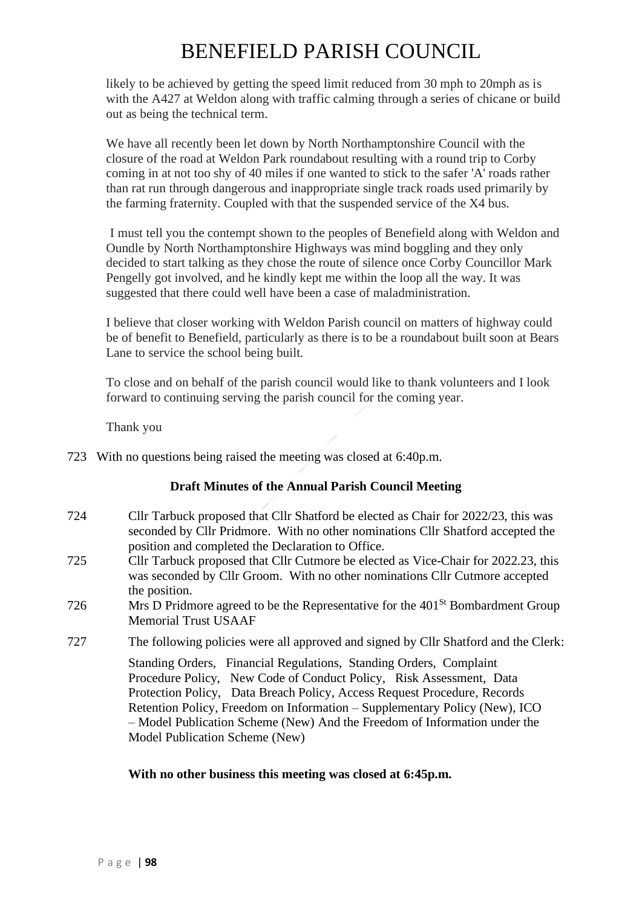likely to be achieved by getting the speed limit reduced from 30 mph to 20mph as is with the A427 at Weldon along with traffic calming through a series of chicane or build out as being the technical term.

We have all recently been let down by North Northamptonshire Council with the closure of the road at Weldon Park roundabout resulting with a round trip to Corby coming in at not too shy of 40 miles if one wanted to stick to the safer 'A' roads rather than rat run through dangerous and inappropriate single track roads used primarily by the farming fraternity. Coupled with that the suspended service of the X4 bus.

I must tell you the contempt shown to the peoples of Benefield along with Weldon and Oundle by North Northamptonshire Highways was mind boggling and they only decided to start talking as they chose the route of silence once Corby Councillor Mark Pengelly got involved, and he kindly kept me within the loop all the way. It was suggested that there could well have been a case of maladministration.

I believe that closer working with Weldon Parish council on matters of highway could be of benefit to Benefield, particularly as there is to be a roundabout built soon at Bears Lane to service the school being built.

To close and on behalf of the parish council would like to thank volunteers and I look forward to continuing serving the parish council for the coming year.

Thank you

723 With no questions being raised the meeting was closed at 6:40p.m.

**Draft Minutes of the Annual Parish Council Meeting**

724 Cllr Tarbuck proposed that Cllr Shatford be elected as Chair for 2022/23, this was seconded by Cllr Pridmore. With no other nominations Cllr Shatford accepted the position and completed the Declaration to Office.

725 Cllr Tarbuck proposed that Cllr Cutmore be elected as Vice-Chair for 2022.23, this was seconded by Cllr Groom. With no other nominations Cllr Cutmore accepted the position.

726 Mrs D Pridmore agreed to be the Representative for the 401St Bombardment Group Memorial Trust USAAF

727 The following policies were all approved and signed by Cllr Shatford and the Clerk:

Standing Orders, Financial Regulations, Standing Orders, Complaint Procedure Policy, New Code of Conduct Policy, Risk Assessment, Data Protection Policy, Data Breach Policy, Access Request Procedure, Records Retention Policy, Freedom on Information – Supplementary Policy (New), ICO – Model Publication Scheme (New) And the Freedom of Information under the Model Publication Scheme (New)

**With no other business this meeting was closed at 6:45p.m.**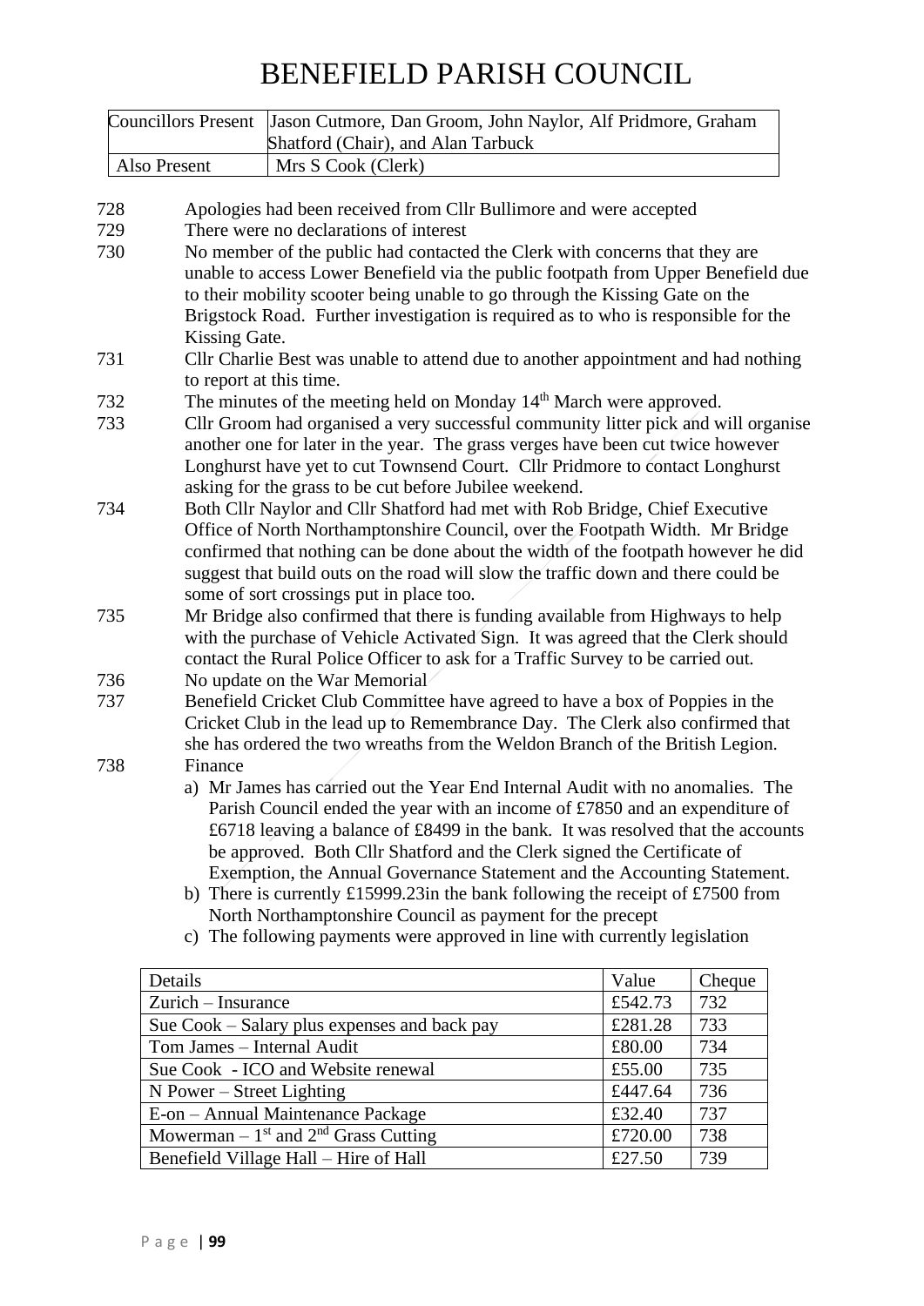# BENEFIELD PARISH COUNCIL

| Councillors Present | Jason Cutmore, Dan Groom, John Naylor, Alf Pridmore, Graham Shatford (Chair), and Alan Tarbuck |
|---|---|
| Also Present | Mrs S Cook (Clerk) |

728 Apologies had been received from Cllr Bullimore and were accepted

729 There were no declarations of interest

730 No member of the public had contacted the Clerk with concerns that they are unable to access Lower Benefield via the public footpath from Upper Benefield due to their mobility scooter being unable to go through the Kissing Gate on the Brigstock Road. Further investigation is required as to who is responsible for the Kissing Gate.

731 Cllr Charlie Best was unable to attend due to another appointment and had nothing to report at this time.

732 The minutes of the meeting held on Monday 14th March were approved.

733 Cllr Groom had organised a very successful community litter pick and will organise another one for later in the year. The grass verges have been cut twice however Longhurst have yet to cut Townsend Court. Cllr Pridmore to contact Longhurst asking for the grass to be cut before Jubilee weekend.

734 Both Cllr Naylor and Cllr Shatford had met with Rob Bridge, Chief Executive Office of North Northamptonshire Council, over the Footpath Width. Mr Bridge confirmed that nothing can be done about the width of the footpath however he did suggest that build outs on the road will slow the traffic down and there could be some of sort crossings put in place too.

735 Mr Bridge also confirmed that there is funding available from Highways to help with the purchase of Vehicle Activated Sign. It was agreed that the Clerk should contact the Rural Police Officer to ask for a Traffic Survey to be carried out.

736 No update on the War Memorial

737 Benefield Cricket Club Committee have agreed to have a box of Poppies in the Cricket Club in the lead up to Remembrance Day. The Clerk also confirmed that she has ordered the two wreaths from the Weldon Branch of the British Legion.

738 Finance

a) Mr James has carried out the Year End Internal Audit with no anomalies. The Parish Council ended the year with an income of £7850 and an expenditure of £6718 leaving a balance of £8499 in the bank. It was resolved that the accounts be approved. Both Cllr Shatford and the Clerk signed the Certificate of Exemption, the Annual Governance Statement and the Accounting Statement.

b) There is currently £15999.23in the bank following the receipt of £7500 from North Northamptonshire Council as payment for the precept

c) The following payments were approved in line with currently legislation

| Details | Value | Cheque |
|---|---|---|
| Zurich – Insurance | £542.73 | 732 |
| Sue Cook – Salary plus expenses and back pay | £281.28 | 733 |
| Tom James – Internal Audit | £80.00 | 734 |
| Sue Cook - ICO and Website renewal | £55.00 | 735 |
| N Power – Street Lighting | £447.64 | 736 |
| E-on – Annual Maintenance Package | £32.40 | 737 |
| Mowerman – 1st and 2nd Grass Cutting | £720.00 | 738 |
| Benefield Village Hall – Hire of Hall | £27.50 | 739 |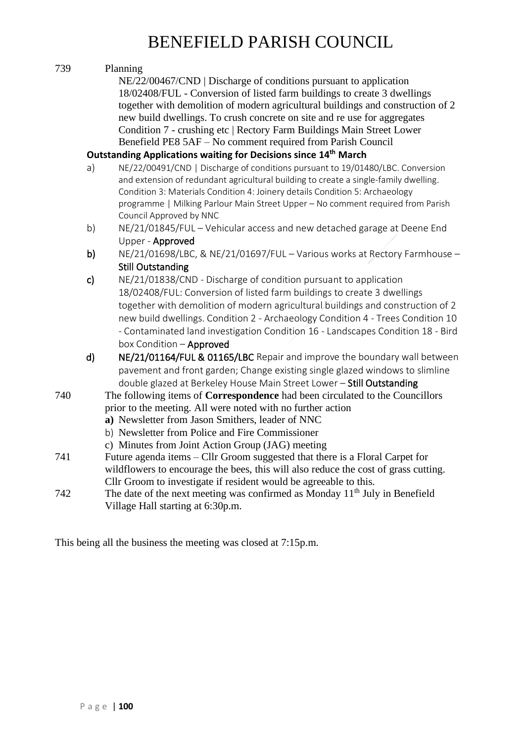# BENEFIELD PARISH COUNCIL

739 Planning

NE/22/00467/CND | Discharge of conditions pursuant to application 18/02408/FUL - Conversion of listed farm buildings to create 3 dwellings together with demolition of modern agricultural buildings and construction of 2 new build dwellings. To crush concrete on site and re use for aggregates Condition 7 - crushing etc | Rectory Farm Buildings Main Street Lower Benefield PE8 5AF – No comment required from Parish Council

**Outstanding Applications waiting for Decisions since 14th March**

a) NE/22/00491/CND | Discharge of conditions pursuant to 19/01480/LBC. Conversion and extension of redundant agricultural building to create a single-family dwelling. Condition 3: Materials Condition 4: Joinery details Condition 5: Archaeology programme | Milking Parlour Main Street Upper – No comment required from Parish Council Approved by NNC

b) NE/21/01845/FUL – Vehicular access and new detached garage at Deene End Upper - **Approved**

**b)** NE/21/01698/LBC, & NE/21/01697/FUL – Various works at Rectory Farmhouse – **Still Outstanding**

**c)** NE/21/01838/CND - Discharge of condition pursuant to application 18/02408/FUL: Conversion of listed farm buildings to create 3 dwellings together with demolition of modern agricultural buildings and construction of 2 new build dwellings. Condition 2 - Archaeology Condition 4 - Trees Condition 10 - Contaminated land investigation Condition 16 - Landscapes Condition 18 - Bird box Condition – **Approved**

**d)** **NE/21/01164/FUL & 01165/LBC** Repair and improve the boundary wall between pavement and front garden; Change existing single glazed windows to slimline double glazed at Berkeley House Main Street Lower – **Still Outstanding**

740 The following items of **Correspondence** had been circulated to the Councillors prior to the meeting. All were noted with no further action

**a)** Newsletter from Jason Smithers, leader of NNC
b) Newsletter from Police and Fire Commissioner
c) Minutes from Joint Action Group (JAG) meeting

741 Future agenda items – Cllr Groom suggested that there is a Floral Carpet for wildflowers to encourage the bees, this will also reduce the cost of grass cutting. Cllr Groom to investigate if resident would be agreeable to this.

742 The date of the next meeting was confirmed as Monday 11th July in Benefield Village Hall starting at 6:30p.m.

This being all the business the meeting was closed at 7:15p.m.